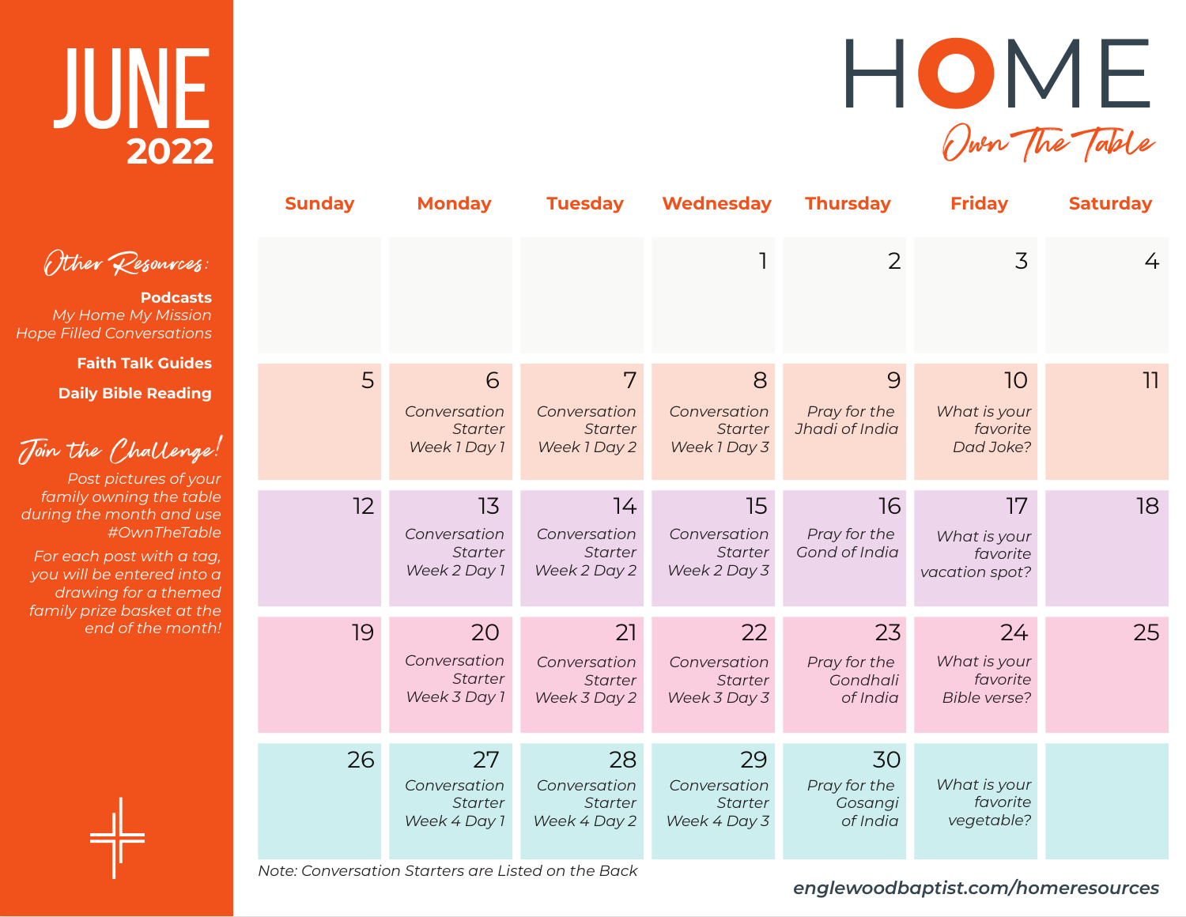# JUNE 2022

# HOME

*Own The Table*

*Other Resources:*

**Podcasts**

*My Home My Mission*

*Hope Filled Conversations*

**Faith Talk Guides**

**Daily Bible Reading**

*Join the Challenge!*

*Post pictures of your family owning the table during the month and use #OwnTheTable*

*For each post with a tag, you will be entered into a drawing for a themed family prize basket at the end of the month!*

| Sunday | Monday | Tuesday | Wednesday | Thursday | Friday | Saturday |
|---|---|---|---|---|---|---|
| | | | 1 | 2 | 3 | 4 |
| 5 | 6 *Conversation Starter Week 1 Day 1* | 7 *Conversation Starter Week 1 Day 2* | 8 *Conversation Starter Week 1 Day 3* | 9 *Pray for the Jhadi of India* | 10 *What is your favorite Dad Joke?* | 11 |
| 12 | 13 *Conversation Starter Week 2 Day 1* | 14 *Conversation Starter Week 2 Day 2* | 15 *Conversation Starter Week 2 Day 3* | 16 *Pray for the Gond of India* | 17 *What is your favorite vacation spot?* | 18 |
| 19 | 20 *Conversation Starter Week 3 Day 1* | 21 *Conversation Starter Week 3 Day 2* | 22 *Conversation Starter Week 3 Day 3* | 23 *Pray for the Gondhali of India* | 24 *What is your favorite Bible verse?* | 25 |
| 26 | 27 *Conversation Starter Week 4 Day 1* | 28 *Conversation Starter Week 4 Day 2* | 29 *Conversation Starter Week 4 Day 3* | 30 *Pray for the Gosangi of India* | *What is your favorite vegetable?* | |

*Note: Conversation Starters are Listed on the Back*

***englewoodbaptist.com/homeresources***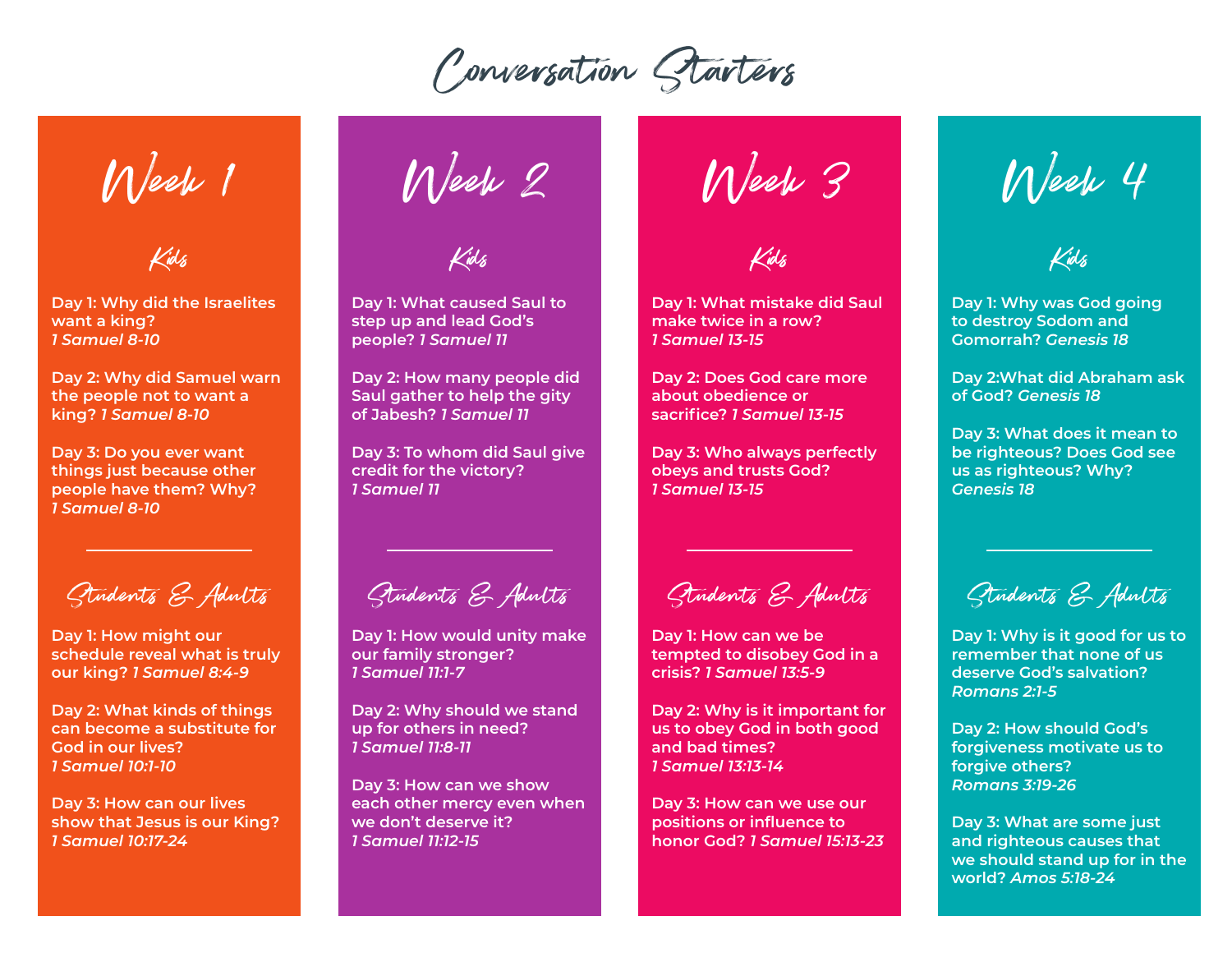# Conversation Starters

## Week 1

### Kids

Day 1: Why did the Israelites want a king? *1 Samuel 8-10*

Day 2: Why did Samuel warn the people not to want a king? *1 Samuel 8-10*

Day 3: Do you ever want things just because other people have them? Why? *1 Samuel 8-10*

### Students & Adults

Day 1: How might our schedule reveal what is truly our king? *1 Samuel 8:4-9*

Day 2: What kinds of things can become a substitute for God in our lives? *1 Samuel 10:1-10*

Day 3: How can our lives show that Jesus is our King? *1 Samuel 10:17-24*

## Week 2

### Kids

Day 1: What caused Saul to step up and lead God's people? *1 Samuel 11*

Day 2: How many people did Saul gather to help the gity of Jabesh? *1 Samuel 11*

Day 3: To whom did Saul give credit for the victory? *1 Samuel 11*

### Students & Adults

Day 1: How would unity make our family stronger? *1 Samuel 11:1-7*

Day 2: Why should we stand up for others in need? *1 Samuel 11:8-11*

Day 3: How can we show each other mercy even when we don't deserve it? *1 Samuel 11:12-15*

## Week 3

### Kids

Day 1: What mistake did Saul make twice in a row? *1 Samuel 13-15*

Day 2: Does God care more about obedience or sacrifice? *1 Samuel 13-15*

Day 3: Who always perfectly obeys and trusts God? *1 Samuel 13-15*

### Students & Adults

Day 1: How can we be tempted to disobey God in a crisis? *1 Samuel 13:5-9*

Day 2: Why is it important for us to obey God in both good and bad times? *1 Samuel 13:13-14*

Day 3: How can we use our positions or influence to honor God? *1 Samuel 15:13-23*

## Week 4

### Kids

Day 1: Why was God going to destroy Sodom and Gomorrah? *Genesis 18*

Day 2:What did Abraham ask of God? *Genesis 18*

Day 3: What does it mean to be righteous? Does God see us as righteous? Why? *Genesis 18*

### Students & Adults

Day 1: Why is it good for us to remember that none of us deserve God's salvation? *Romans 2:1-5*

Day 2: How should God's forgiveness motivate us to forgive others? *Romans 3:19-26*

Day 3: What are some just and righteous causes that we should stand up for in the world? *Amos 5:18-24*